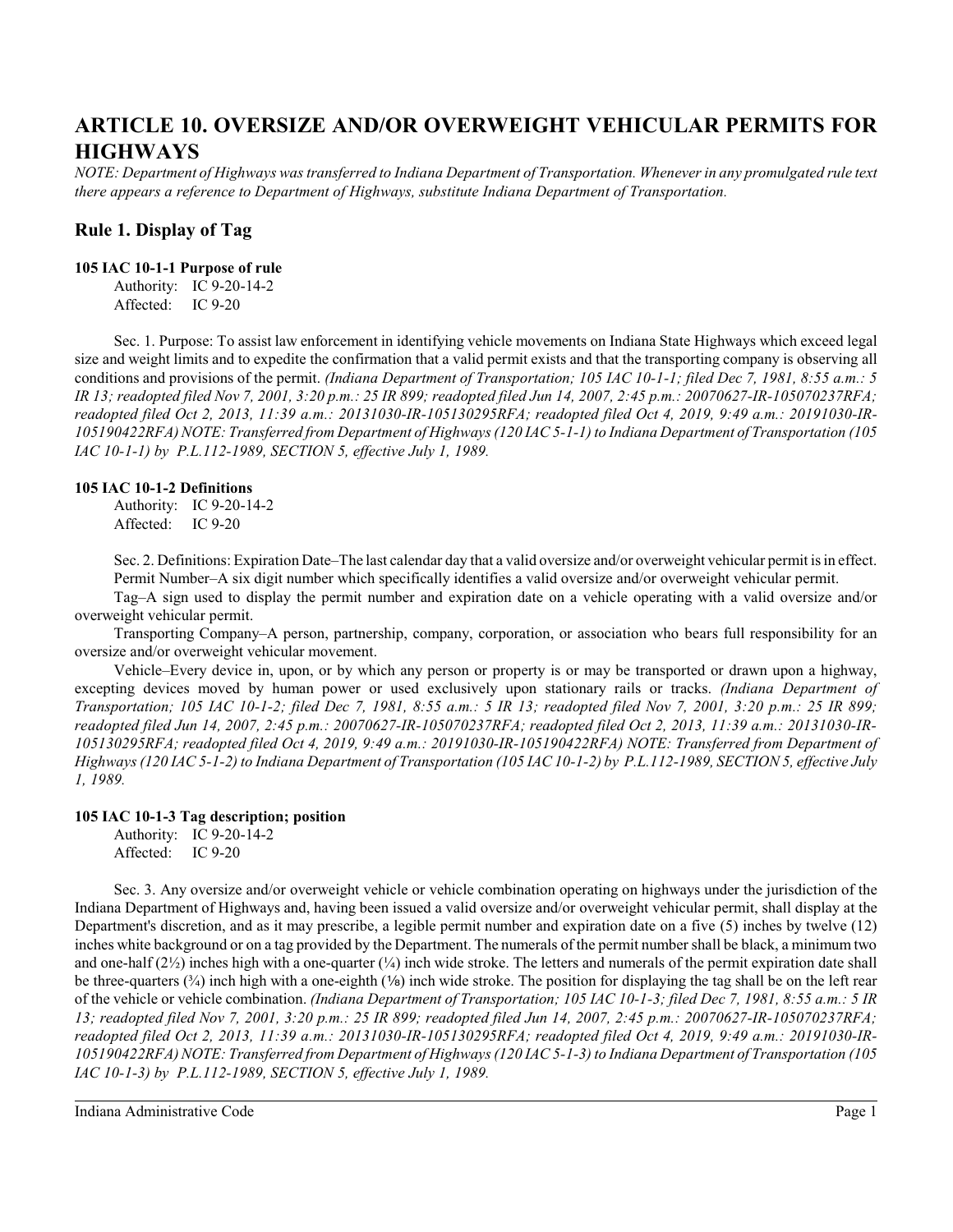# ARTICLE 10. OVERSIZE AND/OR OVERWEIGHT VEHICULAR PERMITS FOR HIGHWAYS

*NOTE: Department of Highways was transferred to Indiana Department of Transportation. Whenever in any promulgated rule text there appears a reference to Department of Highways, substitute Indiana Department of Transportation.*

## Rule 1. Display of Tag

### 105 IAC 10-1-1 Purpose of rule

Authority: IC 9-20-14-2
Affected: IC 9-20

Sec. 1. Purpose: To assist law enforcement in identifying vehicle movements on Indiana State Highways which exceed legal size and weight limits and to expedite the confirmation that a valid permit exists and that the transporting company is observing all conditions and provisions of the permit. *(Indiana Department of Transportation; 105 IAC 10-1-1; filed Dec 7, 1981, 8:55 a.m.: 5 IR 13; readopted filed Nov 7, 2001, 3:20 p.m.: 25 IR 899; readopted filed Jun 14, 2007, 2:45 p.m.: 20070627-IR-105070237RFA; readopted filed Oct 2, 2013, 11:39 a.m.: 20131030-IR-105130295RFA; readopted filed Oct 4, 2019, 9:49 a.m.: 20191030-IR-105190422RFA) NOTE: Transferred from Department of Highways (120 IAC 5-1-1) to Indiana Department of Transportation (105 IAC 10-1-1) by P.L.112-1989, SECTION 5, effective July 1, 1989.*

### 105 IAC 10-1-2 Definitions

Authority: IC 9-20-14-2
Affected: IC 9-20

Sec. 2. Definitions: Expiration Date–The last calendar day that a valid oversize and/or overweight vehicular permit is in effect.

Permit Number–A six digit number which specifically identifies a valid oversize and/or overweight vehicular permit.

Tag–A sign used to display the permit number and expiration date on a vehicle operating with a valid oversize and/or overweight vehicular permit.

Transporting Company–A person, partnership, company, corporation, or association who bears full responsibility for an oversize and/or overweight vehicular movement.

Vehicle–Every device in, upon, or by which any person or property is or may be transported or drawn upon a highway, excepting devices moved by human power or used exclusively upon stationary rails or tracks. *(Indiana Department of Transportation; 105 IAC 10-1-2; filed Dec 7, 1981, 8:55 a.m.: 5 IR 13; readopted filed Nov 7, 2001, 3:20 p.m.: 25 IR 899; readopted filed Jun 14, 2007, 2:45 p.m.: 20070627-IR-105070237RFA; readopted filed Oct 2, 2013, 11:39 a.m.: 20131030-IR-105130295RFA; readopted filed Oct 4, 2019, 9:49 a.m.: 20191030-IR-105190422RFA) NOTE: Transferred from Department of Highways (120 IAC 5-1-2) to Indiana Department of Transportation (105 IAC 10-1-2) by P.L.112-1989, SECTION 5, effective July 1, 1989.*

### 105 IAC 10-1-3 Tag description; position

Authority: IC 9-20-14-2
Affected: IC 9-20

Sec. 3. Any oversize and/or overweight vehicle or vehicle combination operating on highways under the jurisdiction of the Indiana Department of Highways and, having been issued a valid oversize and/or overweight vehicular permit, shall display at the Department's discretion, and as it may prescribe, a legible permit number and expiration date on a five (5) inches by twelve (12) inches white background or on a tag provided by the Department. The numerals of the permit number shall be black, a minimum two and one-half (2½) inches high with a one-quarter (¼) inch wide stroke. The letters and numerals of the permit expiration date shall be three-quarters (¾) inch high with a one-eighth (⅛) inch wide stroke. The position for displaying the tag shall be on the left rear of the vehicle or vehicle combination. *(Indiana Department of Transportation; 105 IAC 10-1-3; filed Dec 7, 1981, 8:55 a.m.: 5 IR 13; readopted filed Nov 7, 2001, 3:20 p.m.: 25 IR 899; readopted filed Jun 14, 2007, 2:45 p.m.: 20070627-IR-105070237RFA; readopted filed Oct 2, 2013, 11:39 a.m.: 20131030-IR-105130295RFA; readopted filed Oct 4, 2019, 9:49 a.m.: 20191030-IR-105190422RFA) NOTE: Transferred from Department of Highways (120 IAC 5-1-3) to Indiana Department of Transportation (105 IAC 10-1-3) by P.L.112-1989, SECTION 5, effective July 1, 1989.*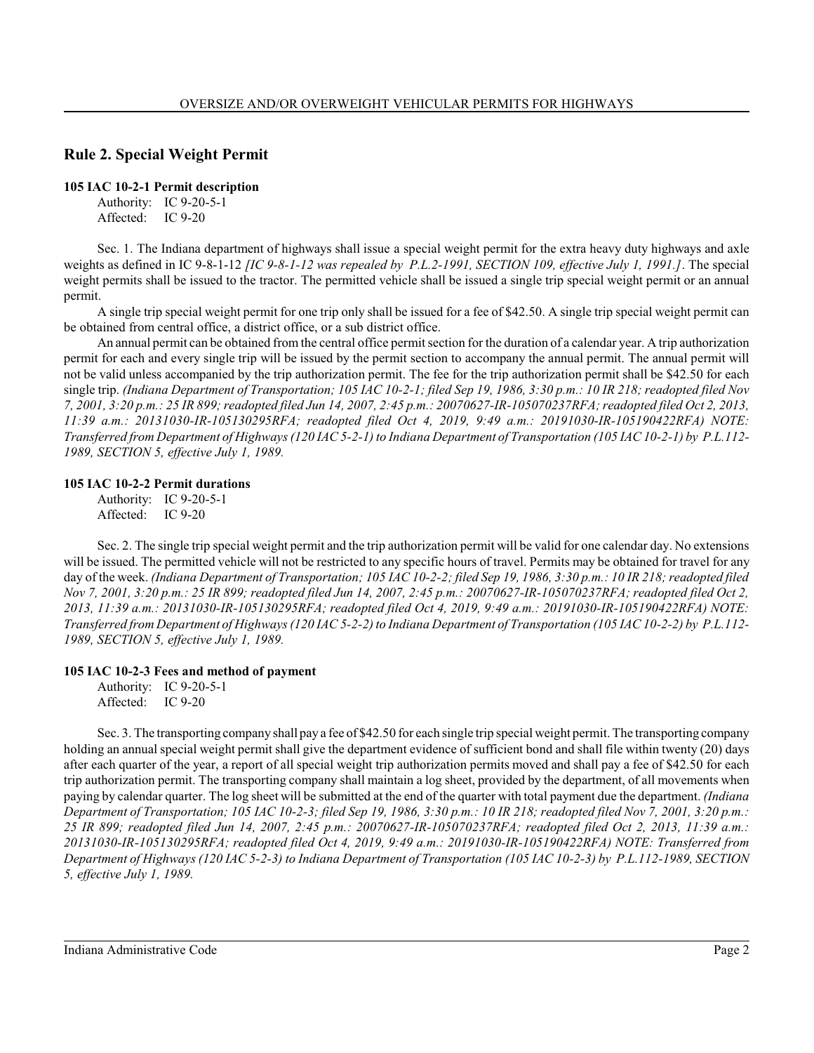## Rule 2. Special Weight Permit

**105 IAC 10-2-1 Permit description**

Authority: IC 9-20-5-1
Affected: IC 9-20

Sec. 1. The Indiana department of highways shall issue a special weight permit for the extra heavy duty highways and axle weights as defined in IC 9-8-1-12 *[IC 9-8-1-12 was repealed by P.L.2-1991, SECTION 109, effective July 1, 1991.]*. The special weight permits shall be issued to the tractor. The permitted vehicle shall be issued a single trip special weight permit or an annual permit.

A single trip special weight permit for one trip only shall be issued for a fee of $42.50. A single trip special weight permit can be obtained from central office, a district office, or a sub district office.

An annual permit can be obtained from the central office permit section for the duration of a calendar year. A trip authorization permit for each and every single trip will be issued by the permit section to accompany the annual permit. The annual permit will not be valid unless accompanied by the trip authorization permit. The fee for the trip authorization permit shall be $42.50 for each single trip. *(Indiana Department of Transportation; 105 IAC 10-2-1; filed Sep 19, 1986, 3:30 p.m.: 10 IR 218; readopted filed Nov 7, 2001, 3:20 p.m.: 25 IR 899; readopted filed Jun 14, 2007, 2:45 p.m.: 20070627-IR-105070237RFA; readopted filed Oct 2, 2013, 11:39 a.m.: 20131030-IR-105130295RFA; readopted filed Oct 4, 2019, 9:49 a.m.: 20191030-IR-105190422RFA) NOTE: Transferred from Department of Highways (120 IAC 5-2-1) to Indiana Department of Transportation (105 IAC 10-2-1) by P.L.112-1989, SECTION 5, effective July 1, 1989.*

**105 IAC 10-2-2 Permit durations**

Authority: IC 9-20-5-1
Affected: IC 9-20

Sec. 2. The single trip special weight permit and the trip authorization permit will be valid for one calendar day. No extensions will be issued. The permitted vehicle will not be restricted to any specific hours of travel. Permits may be obtained for travel for any day of the week. *(Indiana Department of Transportation; 105 IAC 10-2-2; filed Sep 19, 1986, 3:30 p.m.: 10 IR 218; readopted filed Nov 7, 2001, 3:20 p.m.: 25 IR 899; readopted filed Jun 14, 2007, 2:45 p.m.: 20070627-IR-105070237RFA; readopted filed Oct 2, 2013, 11:39 a.m.: 20131030-IR-105130295RFA; readopted filed Oct 4, 2019, 9:49 a.m.: 20191030-IR-105190422RFA) NOTE: Transferred from Department of Highways (120 IAC 5-2-2) to Indiana Department of Transportation (105 IAC 10-2-2) by P.L.112-1989, SECTION 5, effective July 1, 1989.*

**105 IAC 10-2-3 Fees and method of payment**

Authority: IC 9-20-5-1
Affected: IC 9-20

Sec. 3. The transporting company shall pay a fee of $42.50 for each single trip special weight permit. The transporting company holding an annual special weight permit shall give the department evidence of sufficient bond and shall file within twenty (20) days after each quarter of the year, a report of all special weight trip authorization permits moved and shall pay a fee of $42.50 for each trip authorization permit. The transporting company shall maintain a log sheet, provided by the department, of all movements when paying by calendar quarter. The log sheet will be submitted at the end of the quarter with total payment due the department. *(Indiana Department of Transportation; 105 IAC 10-2-3; filed Sep 19, 1986, 3:30 p.m.: 10 IR 218; readopted filed Nov 7, 2001, 3:20 p.m.: 25 IR 899; readopted filed Jun 14, 2007, 2:45 p.m.: 20070627-IR-105070237RFA; readopted filed Oct 2, 2013, 11:39 a.m.: 20131030-IR-105130295RFA; readopted filed Oct 4, 2019, 9:49 a.m.: 20191030-IR-105190422RFA) NOTE: Transferred from Department of Highways (120 IAC 5-2-3) to Indiana Department of Transportation (105 IAC 10-2-3) by P.L.112-1989, SECTION 5, effective July 1, 1989.*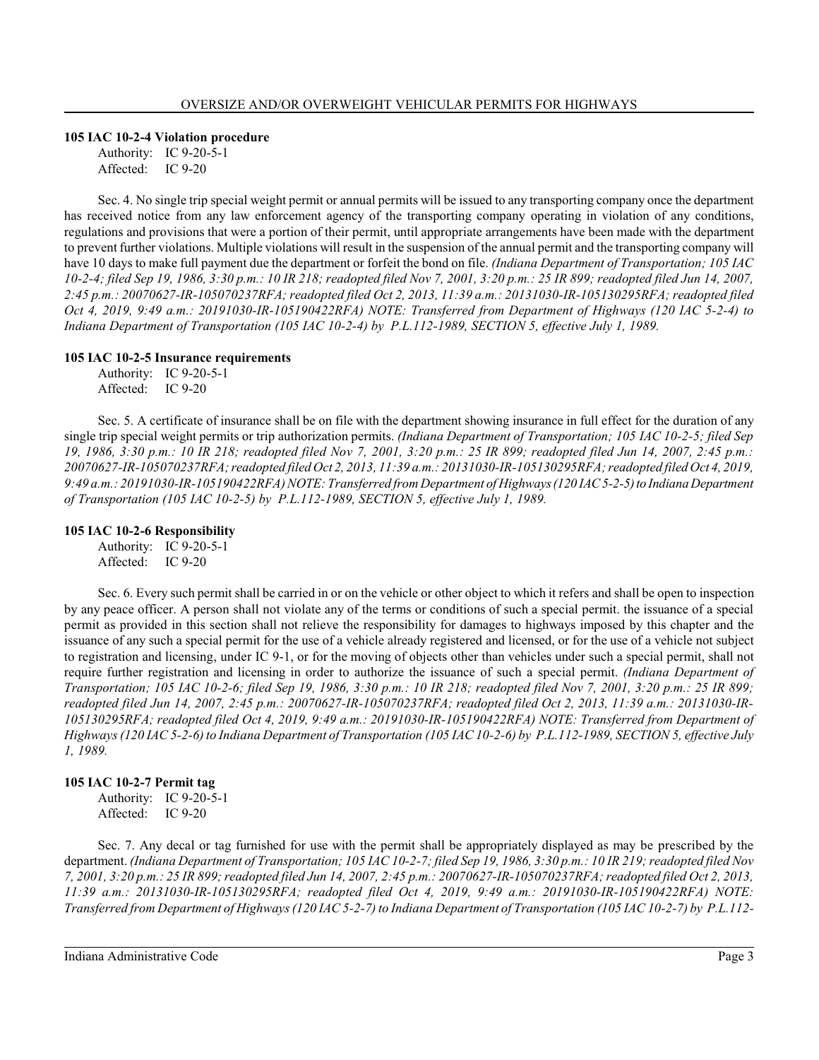**105 IAC 10-2-4 Violation procedure**

Authority: IC 9-20-5-1
Affected: IC 9-20

Sec. 4. No single trip special weight permit or annual permits will be issued to any transporting company once the department has received notice from any law enforcement agency of the transporting company operating in violation of any conditions, regulations and provisions that were a portion of their permit, until appropriate arrangements have been made with the department to prevent further violations. Multiple violations will result in the suspension of the annual permit and the transporting company will have 10 days to make full payment due the department or forfeit the bond on file. *(Indiana Department of Transportation; 105 IAC 10-2-4; filed Sep 19, 1986, 3:30 p.m.: 10 IR 218; readopted filed Nov 7, 2001, 3:20 p.m.: 25 IR 899; readopted filed Jun 14, 2007, 2:45 p.m.: 20070627-IR-105070237RFA; readopted filed Oct 2, 2013, 11:39 a.m.: 20131030-IR-105130295RFA; readopted filed Oct 4, 2019, 9:49 a.m.: 20191030-IR-105190422RFA) NOTE: Transferred from Department of Highways (120 IAC 5-2-4) to Indiana Department of Transportation (105 IAC 10-2-4) by P.L.112-1989, SECTION 5, effective July 1, 1989.*

**105 IAC 10-2-5 Insurance requirements**

Authority: IC 9-20-5-1
Affected: IC 9-20

Sec. 5. A certificate of insurance shall be on file with the department showing insurance in full effect for the duration of any single trip special weight permits or trip authorization permits. *(Indiana Department of Transportation; 105 IAC 10-2-5; filed Sep 19, 1986, 3:30 p.m.: 10 IR 218; readopted filed Nov 7, 2001, 3:20 p.m.: 25 IR 899; readopted filed Jun 14, 2007, 2:45 p.m.: 20070627-IR-105070237RFA; readopted filed Oct 2, 2013, 11:39 a.m.: 20131030-IR-105130295RFA; readopted filed Oct 4, 2019, 9:49 a.m.: 20191030-IR-105190422RFA) NOTE: Transferred from Department of Highways (120 IAC 5-2-5) to Indiana Department of Transportation (105 IAC 10-2-5) by P.L.112-1989, SECTION 5, effective July 1, 1989.*

**105 IAC 10-2-6 Responsibility**

Authority: IC 9-20-5-1
Affected: IC 9-20

Sec. 6. Every such permit shall be carried in or on the vehicle or other object to which it refers and shall be open to inspection by any peace officer. A person shall not violate any of the terms or conditions of such a special permit. the issuance of a special permit as provided in this section shall not relieve the responsibility for damages to highways imposed by this chapter and the issuance of any such a special permit for the use of a vehicle already registered and licensed, or for the use of a vehicle not subject to registration and licensing, under IC 9-1, or for the moving of objects other than vehicles under such a special permit, shall not require further registration and licensing in order to authorize the issuance of such a special permit. *(Indiana Department of Transportation; 105 IAC 10-2-6; filed Sep 19, 1986, 3:30 p.m.: 10 IR 218; readopted filed Nov 7, 2001, 3:20 p.m.: 25 IR 899; readopted filed Jun 14, 2007, 2:45 p.m.: 20070627-IR-105070237RFA; readopted filed Oct 2, 2013, 11:39 a.m.: 20131030-IR-105130295RFA; readopted filed Oct 4, 2019, 9:49 a.m.: 20191030-IR-105190422RFA) NOTE: Transferred from Department of Highways (120 IAC 5-2-6) to Indiana Department of Transportation (105 IAC 10-2-6) by P.L.112-1989, SECTION 5, effective July 1, 1989.*

**105 IAC 10-2-7 Permit tag**

Authority: IC 9-20-5-1
Affected: IC 9-20

Sec. 7. Any decal or tag furnished for use with the permit shall be appropriately displayed as may be prescribed by the department. *(Indiana Department of Transportation; 105 IAC 10-2-7; filed Sep 19, 1986, 3:30 p.m.: 10 IR 219; readopted filed Nov 7, 2001, 3:20 p.m.: 25 IR 899; readopted filed Jun 14, 2007, 2:45 p.m.: 20070627-IR-105070237RFA; readopted filed Oct 2, 2013, 11:39 a.m.: 20131030-IR-105130295RFA; readopted filed Oct 4, 2019, 9:49 a.m.: 20191030-IR-105190422RFA) NOTE: Transferred from Department of Highways (120 IAC 5-2-7) to Indiana Department of Transportation (105 IAC 10-2-7) by P.L.112-*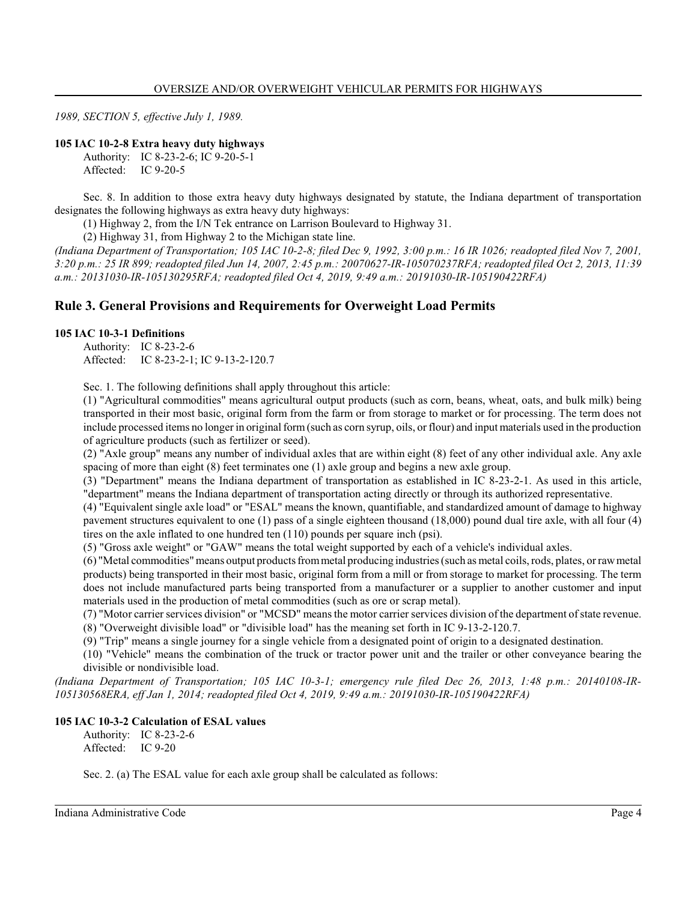*1989, SECTION 5, effective July 1, 1989.*

**105 IAC 10-2-8 Extra heavy duty highways**

Authority: IC 8-23-2-6; IC 9-20-5-1
Affected: IC 9-20-5

Sec. 8. In addition to those extra heavy duty highways designated by statute, the Indiana department of transportation designates the following highways as extra heavy duty highways:

(1) Highway 2, from the I/N Tek entrance on Larrison Boulevard to Highway 31.

(2) Highway 31, from Highway 2 to the Michigan state line.

*(Indiana Department of Transportation; 105 IAC 10-2-8; filed Dec 9, 1992, 3:00 p.m.: 16 IR 1026; readopted filed Nov 7, 2001, 3:20 p.m.: 25 IR 899; readopted filed Jun 14, 2007, 2:45 p.m.: 20070627-IR-105070237RFA; readopted filed Oct 2, 2013, 11:39 a.m.: 20131030-IR-105130295RFA; readopted filed Oct 4, 2019, 9:49 a.m.: 20191030-IR-105190422RFA)*

## Rule 3. General Provisions and Requirements for Overweight Load Permits

**105 IAC 10-3-1 Definitions**

Authority: IC 8-23-2-6
Affected: IC 8-23-2-1; IC 9-13-2-120.7

Sec. 1. The following definitions shall apply throughout this article:

(1) "Agricultural commodities" means agricultural output products (such as corn, beans, wheat, oats, and bulk milk) being transported in their most basic, original form from the farm or from storage to market or for processing. The term does not include processed items no longer in original form (such as corn syrup, oils, or flour) and input materials used in the production of agriculture products (such as fertilizer or seed).

(2) "Axle group" means any number of individual axles that are within eight (8) feet of any other individual axle. Any axle spacing of more than eight (8) feet terminates one (1) axle group and begins a new axle group.

(3) "Department" means the Indiana department of transportation as established in IC 8-23-2-1. As used in this article, "department" means the Indiana department of transportation acting directly or through its authorized representative.

(4) "Equivalent single axle load" or "ESAL" means the known, quantifiable, and standardized amount of damage to highway pavement structures equivalent to one (1) pass of a single eighteen thousand (18,000) pound dual tire axle, with all four (4) tires on the axle inflated to one hundred ten (110) pounds per square inch (psi).

(5) "Gross axle weight" or "GAW" means the total weight supported by each of a vehicle's individual axles.

(6) "Metal commodities" means output products from metal producing industries (such as metal coils, rods, plates, or raw metal products) being transported in their most basic, original form from a mill or from storage to market for processing. The term does not include manufactured parts being transported from a manufacturer or a supplier to another customer and input materials used in the production of metal commodities (such as ore or scrap metal).

(7) "Motor carrier services division" or "MCSD" means the motor carrier services division of the department of state revenue.

(8) "Overweight divisible load" or "divisible load" has the meaning set forth in IC 9-13-2-120.7.

(9) "Trip" means a single journey for a single vehicle from a designated point of origin to a designated destination.

(10) "Vehicle" means the combination of the truck or tractor power unit and the trailer or other conveyance bearing the divisible or nondivisible load.

*(Indiana Department of Transportation; 105 IAC 10-3-1; emergency rule filed Dec 26, 2013, 1:48 p.m.: 20140108-IR-105130568ERA, eff Jan 1, 2014; readopted filed Oct 4, 2019, 9:49 a.m.: 20191030-IR-105190422RFA)*

**105 IAC 10-3-2 Calculation of ESAL values**

Authority: IC 8-23-2-6
Affected: IC 9-20

Sec. 2. (a) The ESAL value for each axle group shall be calculated as follows: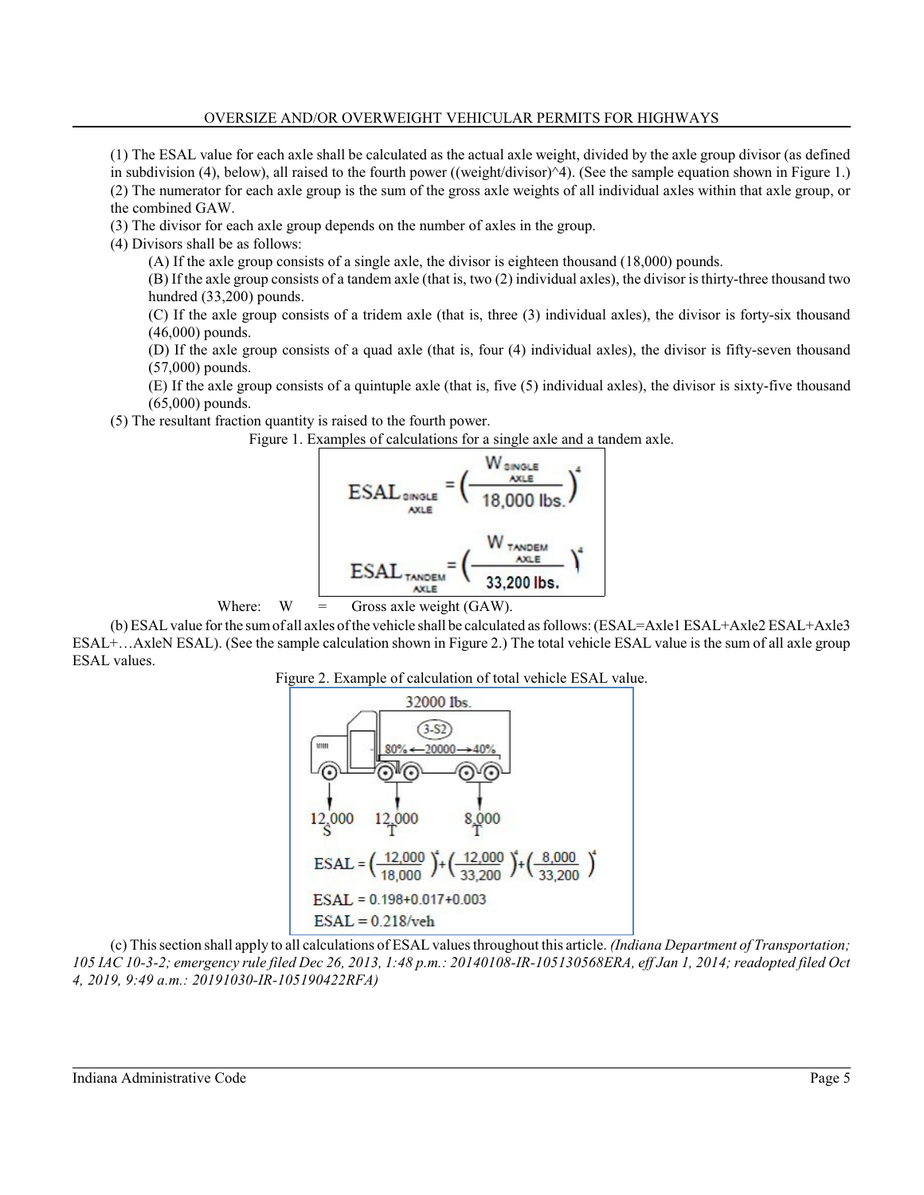(1) The ESAL value for each axle shall be calculated as the actual axle weight, divided by the axle group divisor (as defined in subdivision (4), below), all raised to the fourth power ((weight/divisor)^4). (See the sample equation shown in Figure 1.)

(2) The numerator for each axle group is the sum of the gross axle weights of all individual axles within that axle group, or the combined GAW.

(3) The divisor for each axle group depends on the number of axles in the group.

(4) Divisors shall be as follows:

(A) If the axle group consists of a single axle, the divisor is eighteen thousand (18,000) pounds.

(B) If the axle group consists of a tandem axle (that is, two (2) individual axles), the divisor is thirty-three thousand two hundred (33,200) pounds.

(C) If the axle group consists of a tridem axle (that is, three (3) individual axles), the divisor is forty-six thousand (46,000) pounds.

(D) If the axle group consists of a quad axle (that is, four (4) individual axles), the divisor is fifty-seven thousand (57,000) pounds.

(E) If the axle group consists of a quintuple axle (that is, five (5) individual axles), the divisor is sixty-five thousand (65,000) pounds.

(5) The resultant fraction quantity is raised to the fourth power.

Figure 1. Examples of calculations for a single axle and a tandem axle.

$$ESAL_{SINGLE\ AXLE} = \left(\frac{W_{SINGLE\ AXLE}}{18{,}000\text{ lbs.}}\right)^4$$

$$ESAL_{TANDEM\ AXLE} = \left(\frac{W_{TANDEM\ AXLE}}{33{,}200\text{ lbs.}}\right)^4$$

Where: W = Gross axle weight (GAW).

(b) ESAL value for the sum of all axles of the vehicle shall be calculated as follows: (ESAL=Axle1 ESAL+Axle2 ESAL+Axle3 ESAL+…AxleN ESAL). (See the sample calculation shown in Figure 2.) The total vehicle ESAL value is the sum of all axle group ESAL values.

Figure 2. Example of calculation of total vehicle ESAL value.

32000 lbs. (3-S2) 80% ← 20000 → 40%

12,000 S 12,000 T 8,000 T

$$ESAL = \left(\frac{12{,}000}{18{,}000}\right)^4 + \left(\frac{12{,}000}{33{,}200}\right)^4 + \left(\frac{8{,}000}{33{,}200}\right)^4$$

$$ESAL = 0.198 + 0.017 + 0.003$$

$$ESAL = 0.218/\text{veh}$$

(c) This section shall apply to all calculations of ESAL values throughout this article. *(Indiana Department of Transportation; 105 IAC 10-3-2; emergency rule filed Dec 26, 2013, 1:48 p.m.: 20140108-IR-105130568ERA, eff Jan 1, 2014; readopted filed Oct 4, 2019, 9:49 a.m.: 20191030-IR-105190422RFA)*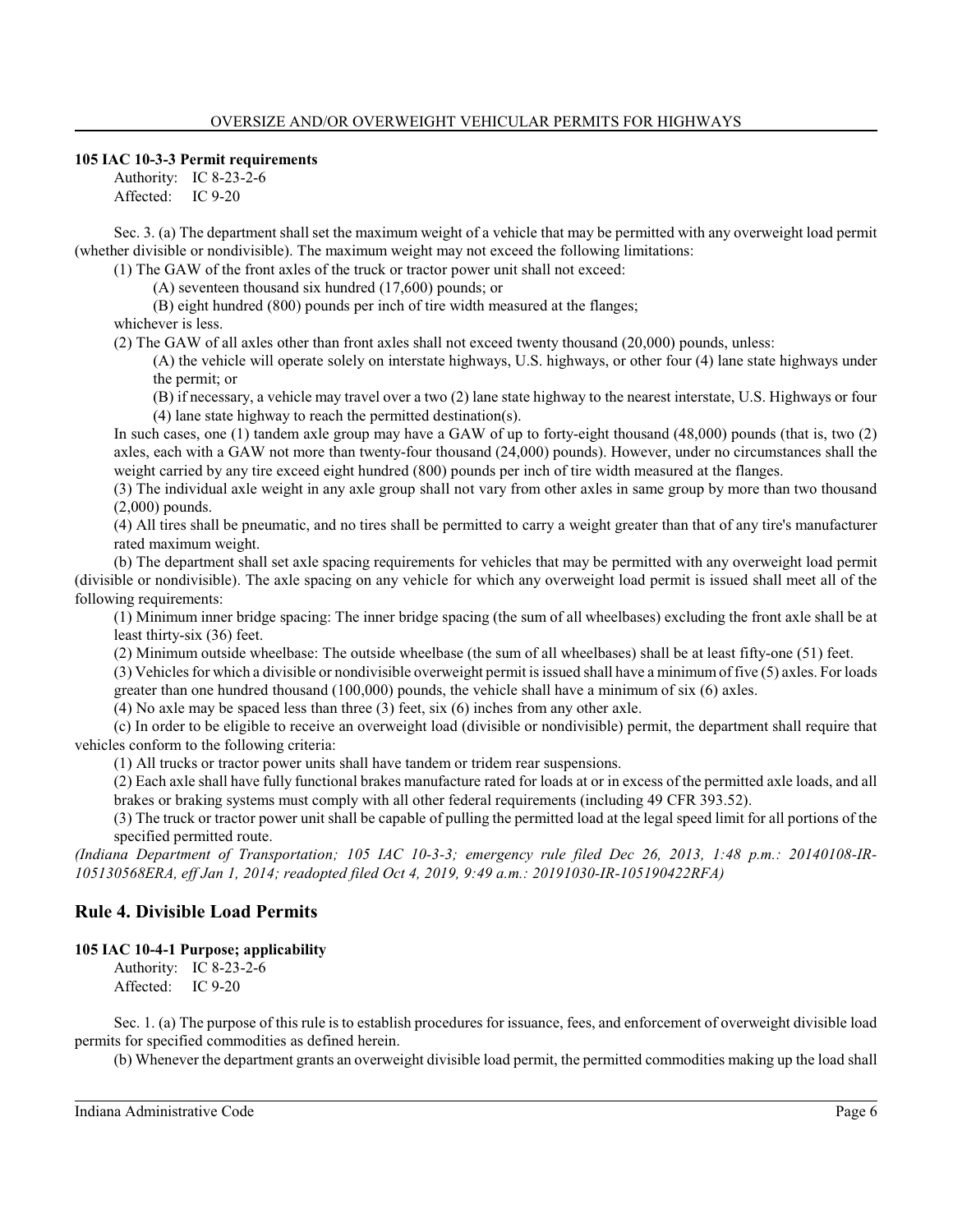**105 IAC 10-3-3 Permit requirements**

Authority: IC 8-23-2-6
Affected: IC 9-20

Sec. 3. (a) The department shall set the maximum weight of a vehicle that may be permitted with any overweight load permit (whether divisible or nondivisible). The maximum weight may not exceed the following limitations:

(1) The GAW of the front axles of the truck or tractor power unit shall not exceed:

(A) seventeen thousand six hundred (17,600) pounds; or

(B) eight hundred (800) pounds per inch of tire width measured at the flanges;

whichever is less.

(2) The GAW of all axles other than front axles shall not exceed twenty thousand (20,000) pounds, unless:

(A) the vehicle will operate solely on interstate highways, U.S. highways, or other four (4) lane state highways under the permit; or

(B) if necessary, a vehicle may travel over a two (2) lane state highway to the nearest interstate, U.S. Highways or four (4) lane state highway to reach the permitted destination(s).

In such cases, one (1) tandem axle group may have a GAW of up to forty-eight thousand (48,000) pounds (that is, two (2) axles, each with a GAW not more than twenty-four thousand (24,000) pounds). However, under no circumstances shall the weight carried by any tire exceed eight hundred (800) pounds per inch of tire width measured at the flanges.

(3) The individual axle weight in any axle group shall not vary from other axles in same group by more than two thousand (2,000) pounds.

(4) All tires shall be pneumatic, and no tires shall be permitted to carry a weight greater than that of any tire's manufacturer rated maximum weight.

(b) The department shall set axle spacing requirements for vehicles that may be permitted with any overweight load permit (divisible or nondivisible). The axle spacing on any vehicle for which any overweight load permit is issued shall meet all of the following requirements:

(1) Minimum inner bridge spacing: The inner bridge spacing (the sum of all wheelbases) excluding the front axle shall be at least thirty-six (36) feet.

(2) Minimum outside wheelbase: The outside wheelbase (the sum of all wheelbases) shall be at least fifty-one (51) feet.

(3) Vehicles for which a divisible or nondivisible overweight permit is issued shall have a minimum of five (5) axles. For loads greater than one hundred thousand (100,000) pounds, the vehicle shall have a minimum of six (6) axles.

(4) No axle may be spaced less than three (3) feet, six (6) inches from any other axle.

(c) In order to be eligible to receive an overweight load (divisible or nondivisible) permit, the department shall require that vehicles conform to the following criteria:

(1) All trucks or tractor power units shall have tandem or tridem rear suspensions.

(2) Each axle shall have fully functional brakes manufacture rated for loads at or in excess of the permitted axle loads, and all brakes or braking systems must comply with all other federal requirements (including 49 CFR 393.52).

(3) The truck or tractor power unit shall be capable of pulling the permitted load at the legal speed limit for all portions of the specified permitted route.

*(Indiana Department of Transportation; 105 IAC 10-3-3; emergency rule filed Dec 26, 2013, 1:48 p.m.: 20140108-IR-105130568ERA, eff Jan 1, 2014; readopted filed Oct 4, 2019, 9:49 a.m.: 20191030-IR-105190422RFA)*

## Rule 4. Divisible Load Permits

**105 IAC 10-4-1 Purpose; applicability**

Authority: IC 8-23-2-6
Affected: IC 9-20

Sec. 1. (a) The purpose of this rule is to establish procedures for issuance, fees, and enforcement of overweight divisible load permits for specified commodities as defined herein.

(b) Whenever the department grants an overweight divisible load permit, the permitted commodities making up the load shall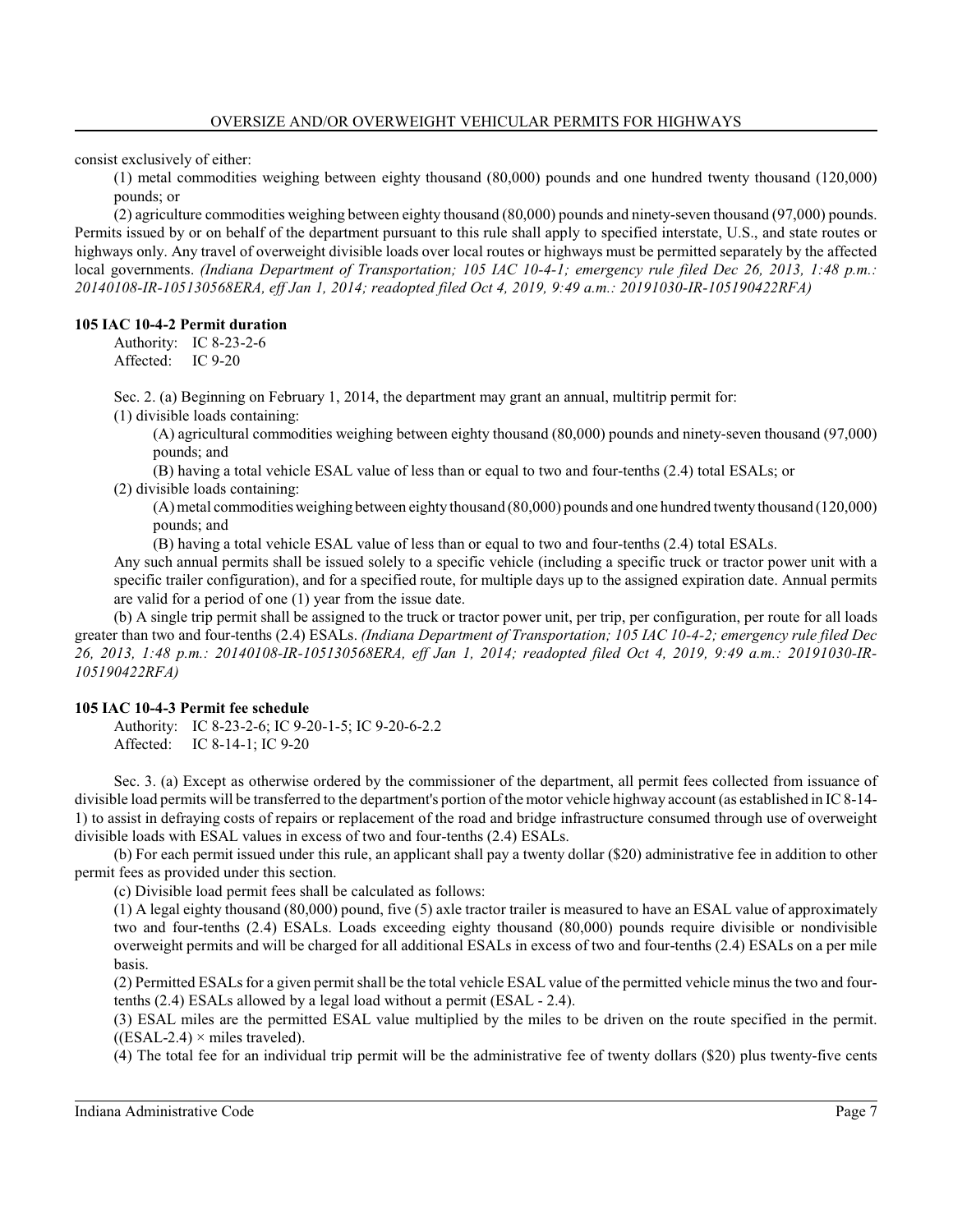consist exclusively of either:

(1) metal commodities weighing between eighty thousand (80,000) pounds and one hundred twenty thousand (120,000) pounds; or

(2) agriculture commodities weighing between eighty thousand (80,000) pounds and ninety-seven thousand (97,000) pounds. Permits issued by or on behalf of the department pursuant to this rule shall apply to specified interstate, U.S., and state routes or highways only. Any travel of overweight divisible loads over local routes or highways must be permitted separately by the affected local governments. *(Indiana Department of Transportation; 105 IAC 10-4-1; emergency rule filed Dec 26, 2013, 1:48 p.m.: 20140108-IR-105130568ERA, eff Jan 1, 2014; readopted filed Oct 4, 2019, 9:49 a.m.: 20191030-IR-105190422RFA)*

**105 IAC 10-4-2 Permit duration**

Authority: IC 8-23-2-6
Affected: IC 9-20

Sec. 2. (a) Beginning on February 1, 2014, the department may grant an annual, multitrip permit for:

(1) divisible loads containing:

(A) agricultural commodities weighing between eighty thousand (80,000) pounds and ninety-seven thousand (97,000) pounds; and

(B) having a total vehicle ESAL value of less than or equal to two and four-tenths (2.4) total ESALs; or

(2) divisible loads containing:

(A) metal commodities weighing between eighty thousand (80,000) pounds and one hundred twenty thousand (120,000) pounds; and

(B) having a total vehicle ESAL value of less than or equal to two and four-tenths (2.4) total ESALs.

Any such annual permits shall be issued solely to a specific vehicle (including a specific truck or tractor power unit with a specific trailer configuration), and for a specified route, for multiple days up to the assigned expiration date. Annual permits are valid for a period of one (1) year from the issue date.

(b) A single trip permit shall be assigned to the truck or tractor power unit, per trip, per configuration, per route for all loads greater than two and four-tenths (2.4) ESALs. *(Indiana Department of Transportation; 105 IAC 10-4-2; emergency rule filed Dec 26, 2013, 1:48 p.m.: 20140108-IR-105130568ERA, eff Jan 1, 2014; readopted filed Oct 4, 2019, 9:49 a.m.: 20191030-IR-105190422RFA)*

**105 IAC 10-4-3 Permit fee schedule**

Authority: IC 8-23-2-6; IC 9-20-1-5; IC 9-20-6-2.2
Affected: IC 8-14-1; IC 9-20

Sec. 3. (a) Except as otherwise ordered by the commissioner of the department, all permit fees collected from issuance of divisible load permits will be transferred to the department's portion of the motor vehicle highway account (as established in IC 8-14-1) to assist in defraying costs of repairs or replacement of the road and bridge infrastructure consumed through use of overweight divisible loads with ESAL values in excess of two and four-tenths (2.4) ESALs.

(b) For each permit issued under this rule, an applicant shall pay a twenty dollar ($20) administrative fee in addition to other permit fees as provided under this section.

(c) Divisible load permit fees shall be calculated as follows:

(1) A legal eighty thousand (80,000) pound, five (5) axle tractor trailer is measured to have an ESAL value of approximately two and four-tenths (2.4) ESALs. Loads exceeding eighty thousand (80,000) pounds require divisible or nondivisible overweight permits and will be charged for all additional ESALs in excess of two and four-tenths (2.4) ESALs on a per mile basis.

(2) Permitted ESALs for a given permit shall be the total vehicle ESAL value of the permitted vehicle minus the two and four-tenths (2.4) ESALs allowed by a legal load without a permit (ESAL - 2.4).

(3) ESAL miles are the permitted ESAL value multiplied by the miles to be driven on the route specified in the permit. ((ESAL-2.4) × miles traveled).

(4) The total fee for an individual trip permit will be the administrative fee of twenty dollars ($20) plus twenty-five cents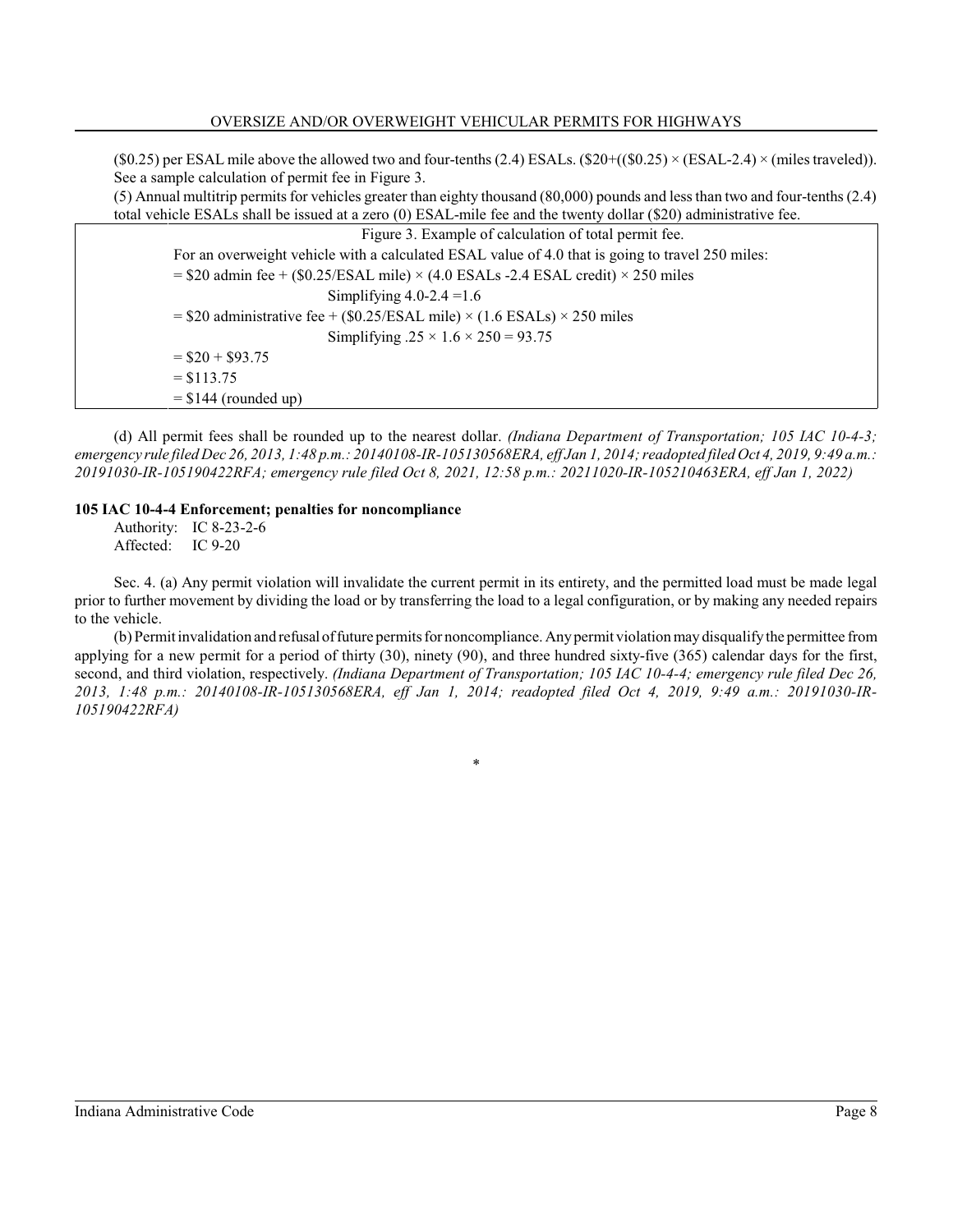($0.25) per ESAL mile above the allowed two and four-tenths (2.4) ESALs. ($20+(($0.25) × (ESAL-2.4) × (miles traveled)). See a sample calculation of permit fee in Figure 3.

(5) Annual multitrip permits for vehicles greater than eighty thousand (80,000) pounds and less than two and four-tenths (2.4) total vehicle ESALs shall be issued at a zero (0) ESAL-mile fee and the twenty dollar ($20) administrative fee.

Figure 3. Example of calculation of total permit fee.

For an overweight vehicle with a calculated ESAL value of 4.0 that is going to travel 250 miles:

= $20 admin fee + ($0.25/ESAL mile) × (4.0 ESALs -2.4 ESAL credit) × 250 miles

Simplifying 4.0-2.4 =1.6

= $20 administrative fee + ($0.25/ESAL mile) × (1.6 ESALs) × 250 miles

Simplifying .25 × 1.6 × 250 = 93.75

= $20 + $93.75

= $113.75

= $144 (rounded up)

(d) All permit fees shall be rounded up to the nearest dollar. *(Indiana Department of Transportation; 105 IAC 10-4-3; emergency rule filed Dec 26, 2013, 1:48 p.m.: 20140108-IR-105130568ERA, eff Jan 1, 2014; readopted filed Oct 4, 2019, 9:49 a.m.: 20191030-IR-105190422RFA; emergency rule filed Oct 8, 2021, 12:58 p.m.: 20211020-IR-105210463ERA, eff Jan 1, 2022)*

**105 IAC 10-4-4 Enforcement; penalties for noncompliance**

Authority: IC 8-23-2-6
Affected: IC 9-20

Sec. 4. (a) Any permit violation will invalidate the current permit in its entirety, and the permitted load must be made legal prior to further movement by dividing the load or by transferring the load to a legal configuration, or by making any needed repairs to the vehicle.

(b) Permit invalidation and refusal of future permits for noncompliance. Any permit violation may disqualify the permittee from applying for a new permit for a period of thirty (30), ninety (90), and three hundred sixty-five (365) calendar days for the first, second, and third violation, respectively. *(Indiana Department of Transportation; 105 IAC 10-4-4; emergency rule filed Dec 26, 2013, 1:48 p.m.: 20140108-IR-105130568ERA, eff Jan 1, 2014; readopted filed Oct 4, 2019, 9:49 a.m.: 20191030-IR-105190422RFA)*

*